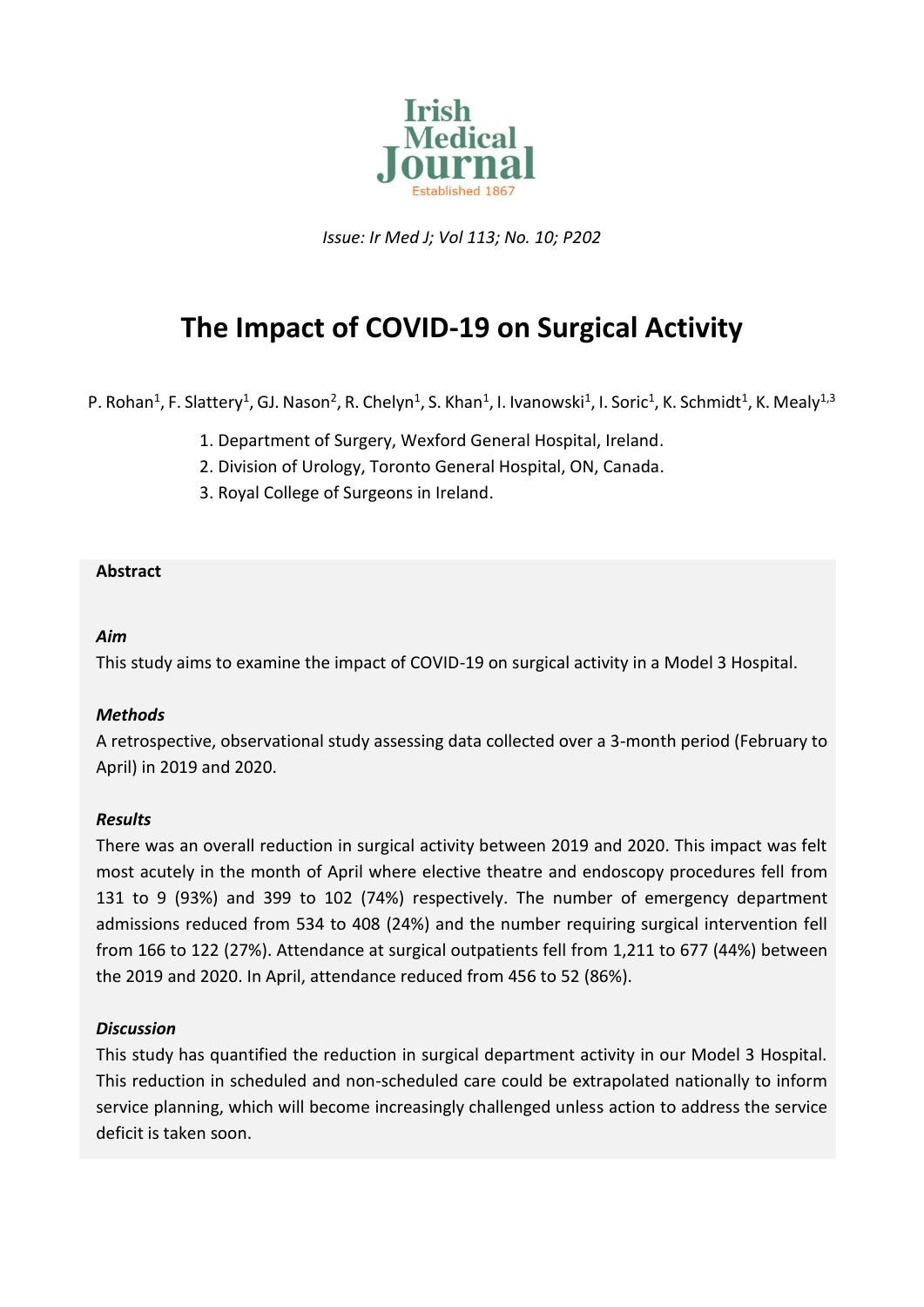Issue: Ir Med J; Vol 113; No. 10; P202

# The Impact of COVID-19 on Surgical Activity

P. Rohan[1], F. Slattery[1], GJ. Nason[2], R. Chelyn[1], S. Khan[1], I. Ivanowski[1], I. Soric[1], K. Schmidt[1], K. Mealy[1,3]

1. Department of Surgery, Wexford General Hospital, Ireland.
2. Division of Urology, Toronto General Hospital, ON, Canada.
3. Royal College of Surgeons in Ireland.

## Abstract

### *Aim*

This study aims to examine the impact of COVID-19 on surgical activity in a Model 3 Hospital.

### *Methods*

A retrospective, observational study assessing data collected over a 3-month period (February to April) in 2019 and 2020.

### *Results*

There was an overall reduction in surgical activity between 2019 and 2020. This impact was felt most acutely in the month of April where elective theatre and endoscopy procedures fell from 131 to 9 (93%) and 399 to 102 (74%) respectively. The number of emergency department admissions reduced from 534 to 408 (24%) and the number requiring surgical intervention fell from 166 to 122 (27%). Attendance at surgical outpatients fell from 1,211 to 677 (44%) between the 2019 and 2020. In April, attendance reduced from 456 to 52 (86%).

### *Discussion*

This study has quantified the reduction in surgical department activity in our Model 3 Hospital. This reduction in scheduled and non-scheduled care could be extrapolated nationally to inform service planning, which will become increasingly challenged unless action to address the service deficit is taken soon.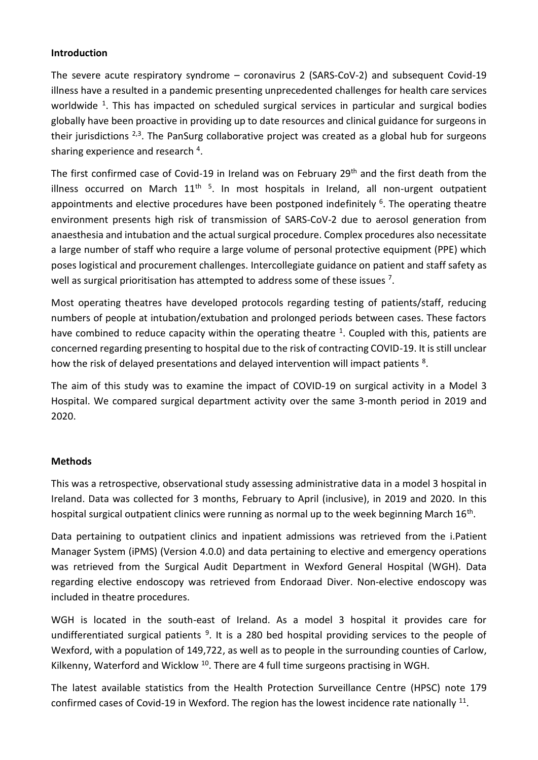## Introduction

The severe acute respiratory syndrome – coronavirus 2 (SARS-CoV-2) and subsequent Covid-19 illness have a resulted in a pandemic presenting unprecedented challenges for health care services worldwide [1]. This has impacted on scheduled surgical services in particular and surgical bodies globally have been proactive in providing up to date resources and clinical guidance for surgeons in their jurisdictions [2,3]. The PanSurg collaborative project was created as a global hub for surgeons sharing experience and research [4].

The first confirmed case of Covid-19 in Ireland was on February 29th and the first death from the illness occurred on March 11th [5]. In most hospitals in Ireland, all non-urgent outpatient appointments and elective procedures have been postponed indefinitely [6]. The operating theatre environment presents high risk of transmission of SARS-CoV-2 due to aerosol generation from anaesthesia and intubation and the actual surgical procedure. Complex procedures also necessitate a large number of staff who require a large volume of personal protective equipment (PPE) which poses logistical and procurement challenges. Intercollegiate guidance on patient and staff safety as well as surgical prioritisation has attempted to address some of these issues [7].

Most operating theatres have developed protocols regarding testing of patients/staff, reducing numbers of people at intubation/extubation and prolonged periods between cases. These factors have combined to reduce capacity within the operating theatre [1]. Coupled with this, patients are concerned regarding presenting to hospital due to the risk of contracting COVID-19. It is still unclear how the risk of delayed presentations and delayed intervention will impact patients [8].

The aim of this study was to examine the impact of COVID-19 on surgical activity in a Model 3 Hospital. We compared surgical department activity over the same 3-month period in 2019 and 2020.

## Methods

This was a retrospective, observational study assessing administrative data in a model 3 hospital in Ireland. Data was collected for 3 months, February to April (inclusive), in 2019 and 2020. In this hospital surgical outpatient clinics were running as normal up to the week beginning March 16th.

Data pertaining to outpatient clinics and inpatient admissions was retrieved from the i.Patient Manager System (iPMS) (Version 4.0.0) and data pertaining to elective and emergency operations was retrieved from the Surgical Audit Department in Wexford General Hospital (WGH). Data regarding elective endoscopy was retrieved from Endoraad Diver. Non-elective endoscopy was included in theatre procedures.

WGH is located in the south-east of Ireland. As a model 3 hospital it provides care for undifferentiated surgical patients [9]. It is a 280 bed hospital providing services to the people of Wexford, with a population of 149,722, as well as to people in the surrounding counties of Carlow, Kilkenny, Waterford and Wicklow [10]. There are 4 full time surgeons practising in WGH.

The latest available statistics from the Health Protection Surveillance Centre (HPSC) note 179 confirmed cases of Covid-19 in Wexford. The region has the lowest incidence rate nationally [11].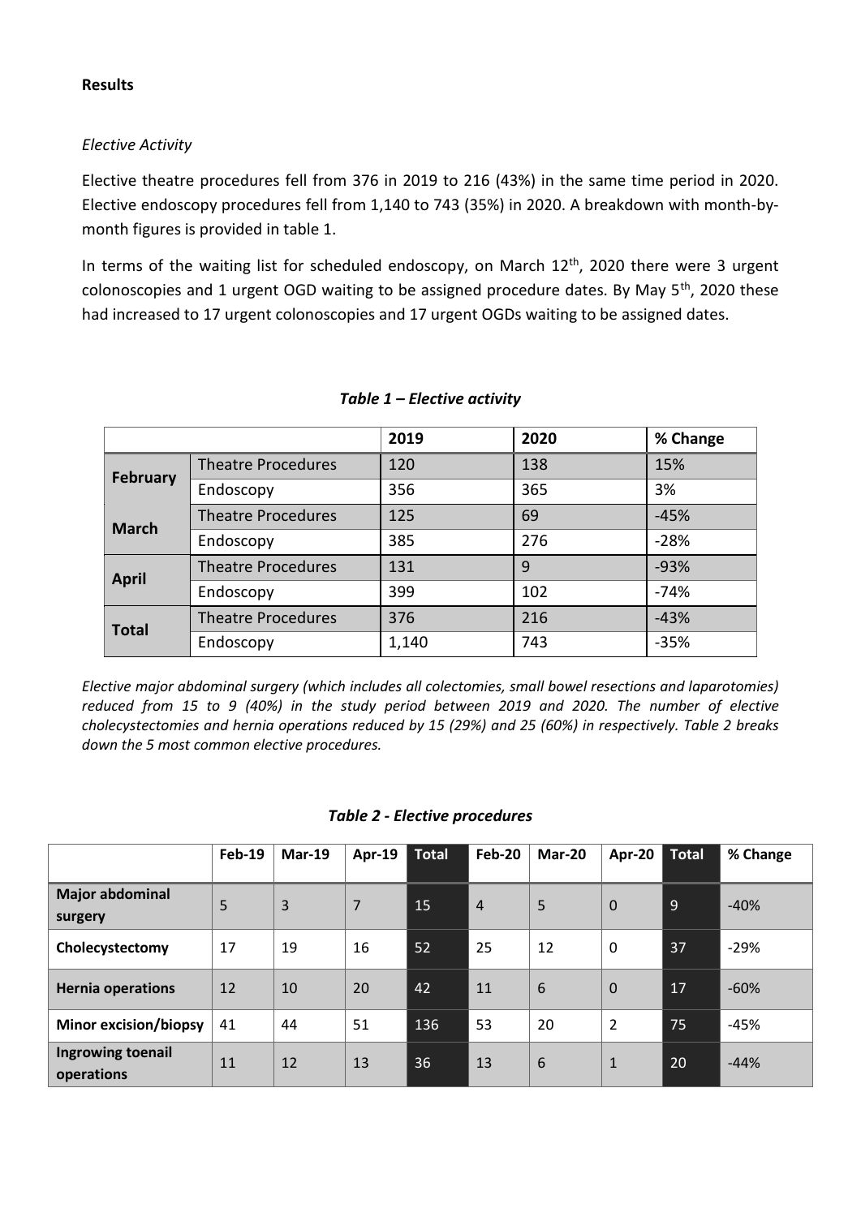**Results**

*Elective Activity*

Elective theatre procedures fell from 376 in 2019 to 216 (43%) in the same time period in 2020. Elective endoscopy procedures fell from 1,140 to 743 (35%) in 2020. A breakdown with month-by-month figures is provided in table 1.

In terms of the waiting list for scheduled endoscopy, on March 12[th], 2020 there were 3 urgent colonoscopies and 1 urgent OGD waiting to be assigned procedure dates. By May 5[th], 2020 these had increased to 17 urgent colonoscopies and 17 urgent OGDs waiting to be assigned dates.

***Table 1 – Elective activity***

| | | 2019 | 2020 | % Change |
|---|---|---|---|---|
| **February** | Theatre Procedures | 120 | 138 | 15% |
| | Endoscopy | 356 | 365 | 3% |
| **March** | Theatre Procedures | 125 | 69 | -45% |
| | Endoscopy | 385 | 276 | -28% |
| **April** | Theatre Procedures | 131 | 9 | -93% |
| | Endoscopy | 399 | 102 | -74% |
| **Total** | Theatre Procedures | 376 | 216 | -43% |
| | Endoscopy | 1,140 | 743 | -35% |

*Elective major abdominal surgery (which includes all colectomies, small bowel resections and laparotomies) reduced from 15 to 9 (40%) in the study period between 2019 and 2020. The number of elective cholecystectomies and hernia operations reduced by 15 (29%) and 25 (60%) in respectively. Table 2 breaks down the 5 most common elective procedures.*

***Table 2 - Elective procedures***

| | Feb-19 | Mar-19 | Apr-19 | Total | Feb-20 | Mar-20 | Apr-20 | Total | % Change |
|---|---|---|---|---|---|---|---|---|---|
| **Major abdominal surgery** | 5 | 3 | 7 | 15 | 4 | 5 | 0 | 9 | -40% |
| **Cholecystectomy** | 17 | 19 | 16 | 52 | 25 | 12 | 0 | 37 | -29% |
| **Hernia operations** | 12 | 10 | 20 | 42 | 11 | 6 | 0 | 17 | -60% |
| **Minor excision/biopsy** | 41 | 44 | 51 | 136 | 53 | 20 | 2 | 75 | -45% |
| **Ingrowing toenail operations** | 11 | 12 | 13 | 36 | 13 | 6 | 1 | 20 | -44% |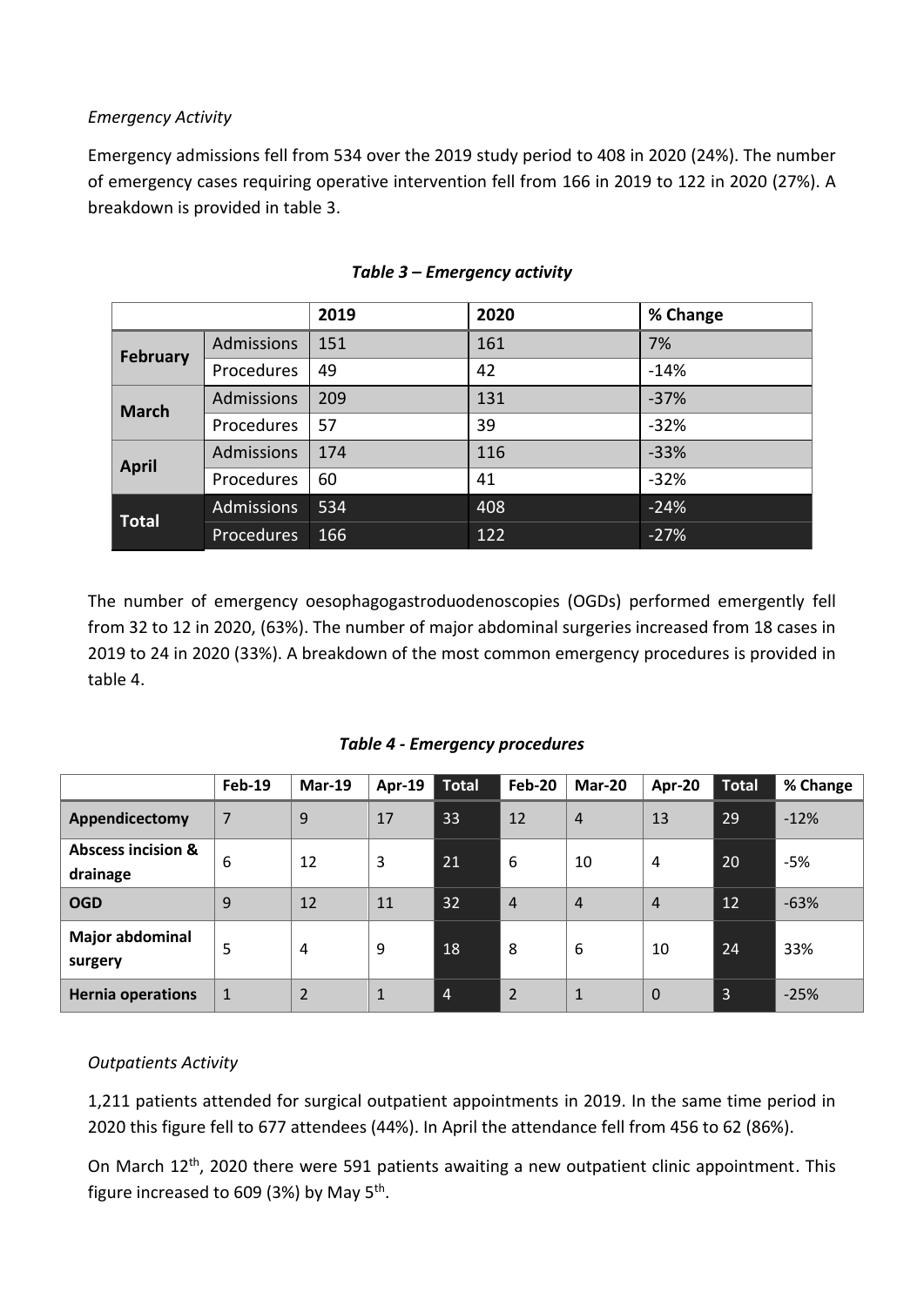*Emergency Activity*

Emergency admissions fell from 534 over the 2019 study period to 408 in 2020 (24%). The number of emergency cases requiring operative intervention fell from 166 in 2019 to 122 in 2020 (27%). A breakdown is provided in table 3.

***Table 3 – Emergency activity***

| | | 2019 | 2020 | % Change |
|---|---|---|---|---|
| **February** | Admissions | 151 | 161 | 7% |
| | Procedures | 49 | 42 | -14% |
| **March** | Admissions | 209 | 131 | -37% |
| | Procedures | 57 | 39 | -32% |
| **April** | Admissions | 174 | 116 | -33% |
| | Procedures | 60 | 41 | -32% |
| **Total** | Admissions | 534 | 408 | -24% |
| | Procedures | 166 | 122 | -27% |

The number of emergency oesophagogastroduodenoscopies (OGDs) performed emergently fell from 32 to 12 in 2020, (63%). The number of major abdominal surgeries increased from 18 cases in 2019 to 24 in 2020 (33%). A breakdown of the most common emergency procedures is provided in table 4.

***Table 4 - Emergency procedures***

| | Feb-19 | Mar-19 | Apr-19 | Total | Feb-20 | Mar-20 | Apr-20 | Total | % Change |
|---|---|---|---|---|---|---|---|---|---|
| **Appendicectomy** | 7 | 9 | 17 | 33 | 12 | 4 | 13 | 29 | -12% |
| **Abscess incision & drainage** | 6 | 12 | 3 | 21 | 6 | 10 | 4 | 20 | -5% |
| **OGD** | 9 | 12 | 11 | 32 | 4 | 4 | 4 | 12 | -63% |
| **Major abdominal surgery** | 5 | 4 | 9 | 18 | 8 | 6 | 10 | 24 | 33% |
| **Hernia operations** | 1 | 2 | 1 | 4 | 2 | 1 | 0 | 3 | -25% |

*Outpatients Activity*

1,211 patients attended for surgical outpatient appointments in 2019. In the same time period in 2020 this figure fell to 677 attendees (44%). In April the attendance fell from 456 to 62 (86%).

On March 12th, 2020 there were 591 patients awaiting a new outpatient clinic appointment. This figure increased to 609 (3%) by May 5th.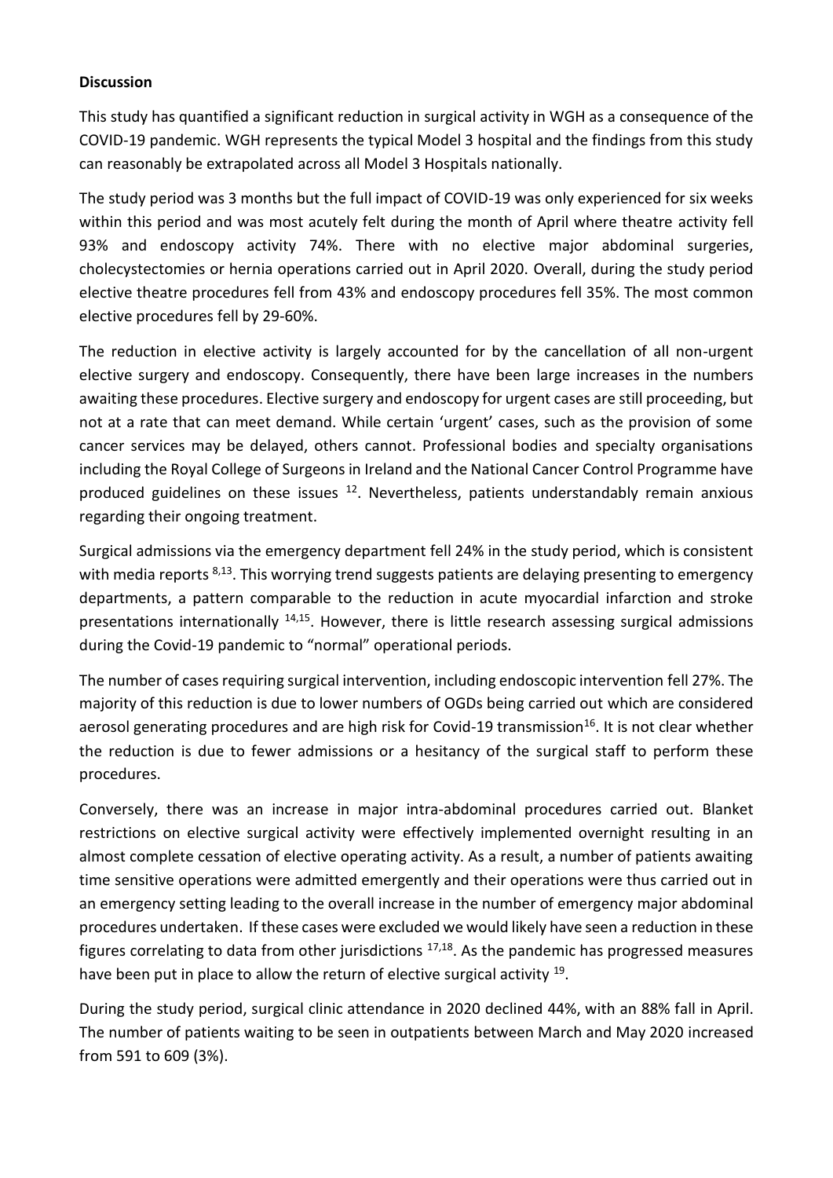**Discussion**

This study has quantified a significant reduction in surgical activity in WGH as a consequence of the COVID-19 pandemic. WGH represents the typical Model 3 hospital and the findings from this study can reasonably be extrapolated across all Model 3 Hospitals nationally.

The study period was 3 months but the full impact of COVID-19 was only experienced for six weeks within this period and was most acutely felt during the month of April where theatre activity fell 93% and endoscopy activity 74%. There with no elective major abdominal surgeries, cholecystectomies or hernia operations carried out in April 2020. Overall, during the study period elective theatre procedures fell from 43% and endoscopy procedures fell 35%. The most common elective procedures fell by 29-60%.

The reduction in elective activity is largely accounted for by the cancellation of all non-urgent elective surgery and endoscopy. Consequently, there have been large increases in the numbers awaiting these procedures. Elective surgery and endoscopy for urgent cases are still proceeding, but not at a rate that can meet demand. While certain 'urgent' cases, such as the provision of some cancer services may be delayed, others cannot. Professional bodies and specialty organisations including the Royal College of Surgeons in Ireland and the National Cancer Control Programme have produced guidelines on these issues [12]. Nevertheless, patients understandably remain anxious regarding their ongoing treatment.

Surgical admissions via the emergency department fell 24% in the study period, which is consistent with media reports [8,13]. This worrying trend suggests patients are delaying presenting to emergency departments, a pattern comparable to the reduction in acute myocardial infarction and stroke presentations internationally [14,15]. However, there is little research assessing surgical admissions during the Covid-19 pandemic to "normal" operational periods.

The number of cases requiring surgical intervention, including endoscopic intervention fell 27%. The majority of this reduction is due to lower numbers of OGDs being carried out which are considered aerosol generating procedures and are high risk for Covid-19 transmission[16]. It is not clear whether the reduction is due to fewer admissions or a hesitancy of the surgical staff to perform these procedures.

Conversely, there was an increase in major intra-abdominal procedures carried out. Blanket restrictions on elective surgical activity were effectively implemented overnight resulting in an almost complete cessation of elective operating activity. As a result, a number of patients awaiting time sensitive operations were admitted emergently and their operations were thus carried out in an emergency setting leading to the overall increase in the number of emergency major abdominal procedures undertaken. If these cases were excluded we would likely have seen a reduction in these figures correlating to data from other jurisdictions [17,18]. As the pandemic has progressed measures have been put in place to allow the return of elective surgical activity [19].

During the study period, surgical clinic attendance in 2020 declined 44%, with an 88% fall in April. The number of patients waiting to be seen in outpatients between March and May 2020 increased from 591 to 609 (3%).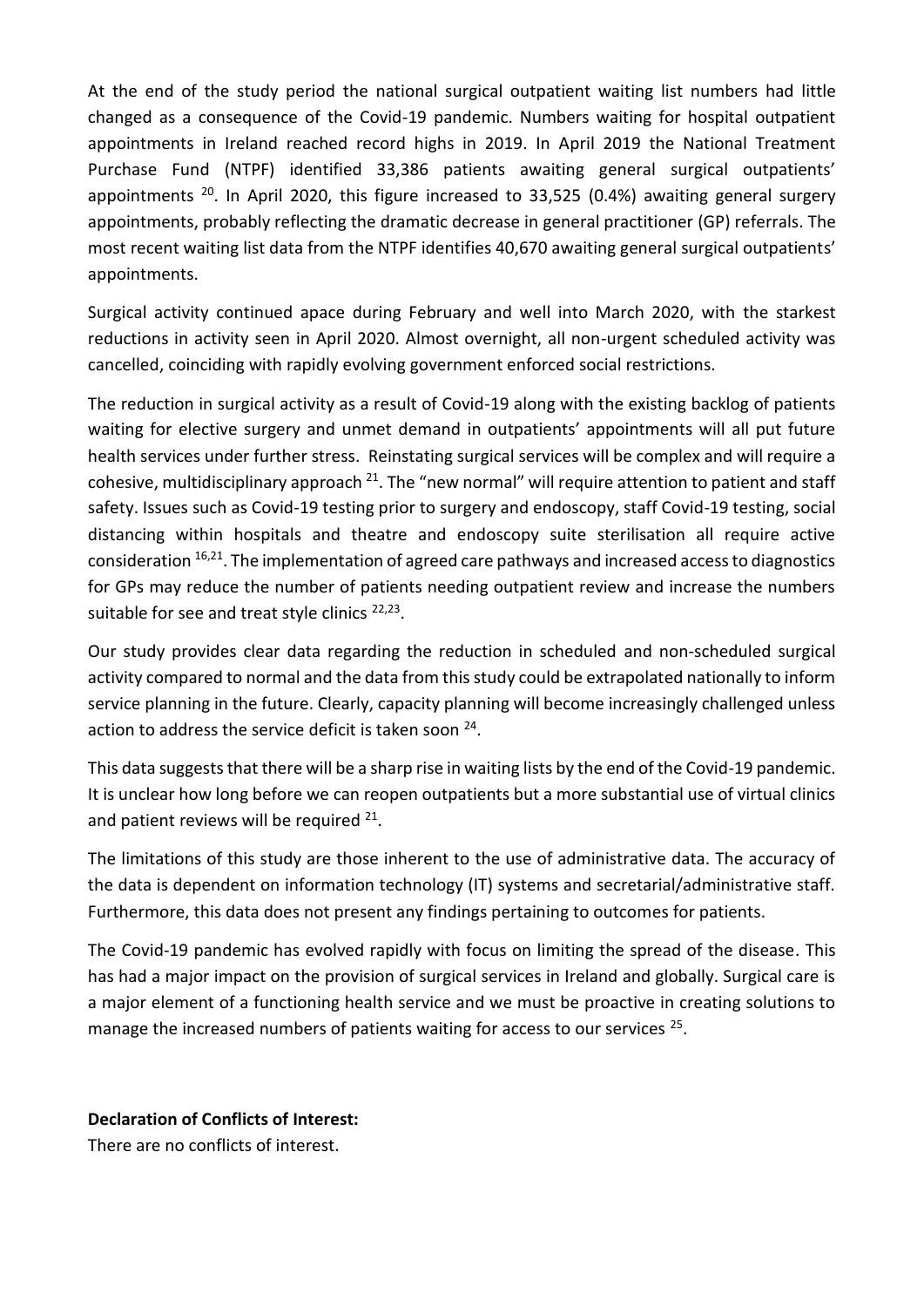At the end of the study period the national surgical outpatient waiting list numbers had little changed as a consequence of the Covid-19 pandemic. Numbers waiting for hospital outpatient appointments in Ireland reached record highs in 2019. In April 2019 the National Treatment Purchase Fund (NTPF) identified 33,386 patients awaiting general surgical outpatients' appointments [20]. In April 2020, this figure increased to 33,525 (0.4%) awaiting general surgery appointments, probably reflecting the dramatic decrease in general practitioner (GP) referrals. The most recent waiting list data from the NTPF identifies 40,670 awaiting general surgical outpatients' appointments.

Surgical activity continued apace during February and well into March 2020, with the starkest reductions in activity seen in April 2020. Almost overnight, all non-urgent scheduled activity was cancelled, coinciding with rapidly evolving government enforced social restrictions.

The reduction in surgical activity as a result of Covid-19 along with the existing backlog of patients waiting for elective surgery and unmet demand in outpatients' appointments will all put future health services under further stress. Reinstating surgical services will be complex and will require a cohesive, multidisciplinary approach [21]. The "new normal" will require attention to patient and staff safety. Issues such as Covid-19 testing prior to surgery and endoscopy, staff Covid-19 testing, social distancing within hospitals and theatre and endoscopy suite sterilisation all require active consideration [16,21]. The implementation of agreed care pathways and increased access to diagnostics for GPs may reduce the number of patients needing outpatient review and increase the numbers suitable for see and treat style clinics [22,23].

Our study provides clear data regarding the reduction in scheduled and non-scheduled surgical activity compared to normal and the data from this study could be extrapolated nationally to inform service planning in the future. Clearly, capacity planning will become increasingly challenged unless action to address the service deficit is taken soon [24].

This data suggests that there will be a sharp rise in waiting lists by the end of the Covid-19 pandemic. It is unclear how long before we can reopen outpatients but a more substantial use of virtual clinics and patient reviews will be required [21].

The limitations of this study are those inherent to the use of administrative data. The accuracy of the data is dependent on information technology (IT) systems and secretarial/administrative staff. Furthermore, this data does not present any findings pertaining to outcomes for patients.

The Covid-19 pandemic has evolved rapidly with focus on limiting the spread of the disease. This has had a major impact on the provision of surgical services in Ireland and globally. Surgical care is a major element of a functioning health service and we must be proactive in creating solutions to manage the increased numbers of patients waiting for access to our services [25].

**Declaration of Conflicts of Interest:**

There are no conflicts of interest.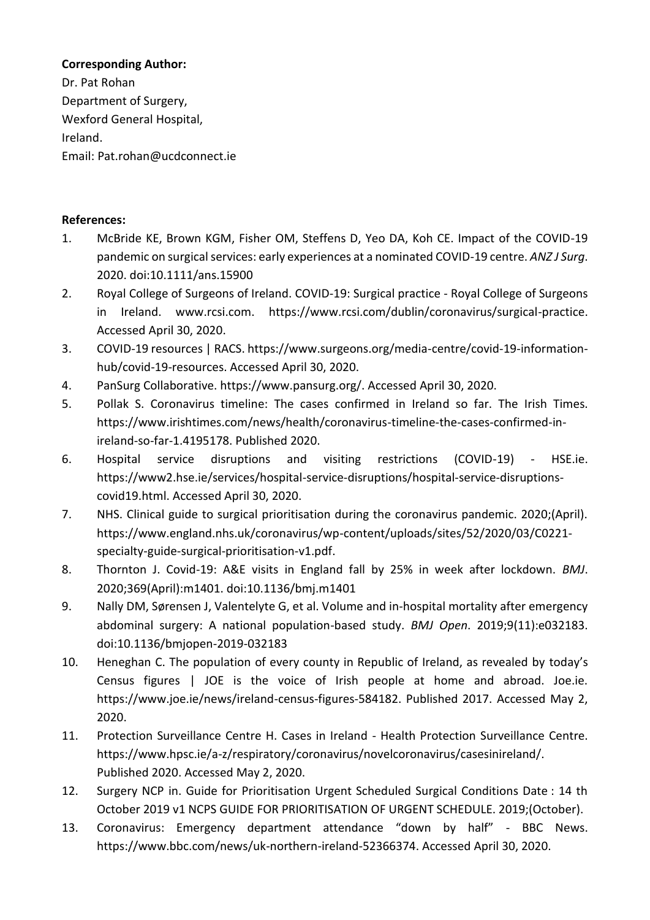**Corresponding Author:**
Dr. Pat Rohan
Department of Surgery,
Wexford General Hospital,
Ireland.
Email: Pat.rohan@ucdconnect.ie

**References:**

1. McBride KE, Brown KGM, Fisher OM, Steffens D, Yeo DA, Koh CE. Impact of the COVID-19 pandemic on surgical services: early experiences at a nominated COVID-19 centre. *ANZ J Surg*. 2020. doi:10.1111/ans.15900
2. Royal College of Surgeons of Ireland. COVID-19: Surgical practice - Royal College of Surgeons in Ireland. www.rcsi.com. https://www.rcsi.com/dublin/coronavirus/surgical-practice. Accessed April 30, 2020.
3. COVID-19 resources | RACS. https://www.surgeons.org/media-centre/covid-19-information-hub/covid-19-resources. Accessed April 30, 2020.
4. PanSurg Collaborative. https://www.pansurg.org/. Accessed April 30, 2020.
5. Pollak S. Coronavirus timeline: The cases confirmed in Ireland so far. The Irish Times. https://www.irishtimes.com/news/health/coronavirus-timeline-the-cases-confirmed-in-ireland-so-far-1.4195178. Published 2020.
6. Hospital service disruptions and visiting restrictions (COVID-19) - HSE.ie. https://www2.hse.ie/services/hospital-service-disruptions/hospital-service-disruptions-covid19.html. Accessed April 30, 2020.
7. NHS. Clinical guide to surgical prioritisation during the coronavirus pandemic. 2020;(April). https://www.england.nhs.uk/coronavirus/wp-content/uploads/sites/52/2020/03/C0221-specialty-guide-surgical-prioritisation-v1.pdf.
8. Thornton J. Covid-19: A&E visits in England fall by 25% in week after lockdown. *BMJ*. 2020;369(April):m1401. doi:10.1136/bmj.m1401
9. Nally DM, Sørensen J, Valentelyte G, et al. Volume and in-hospital mortality after emergency abdominal surgery: A national population-based study. *BMJ Open*. 2019;9(11):e032183. doi:10.1136/bmjopen-2019-032183
10. Heneghan C. The population of every county in Republic of Ireland, as revealed by today's Census figures | JOE is the voice of Irish people at home and abroad. Joe.ie. https://www.joe.ie/news/ireland-census-figures-584182. Published 2017. Accessed May 2, 2020.
11. Protection Surveillance Centre H. Cases in Ireland - Health Protection Surveillance Centre. https://www.hpsc.ie/a-z/respiratory/coronavirus/novelcoronavirus/casesinireland/. Published 2020. Accessed May 2, 2020.
12. Surgery NCP in. Guide for Prioritisation Urgent Scheduled Surgical Conditions Date : 14 th October 2019 v1 NCPS GUIDE FOR PRIORITISATION OF URGENT SCHEDULE. 2019;(October).
13. Coronavirus: Emergency department attendance "down by half" - BBC News. https://www.bbc.com/news/uk-northern-ireland-52366374. Accessed April 30, 2020.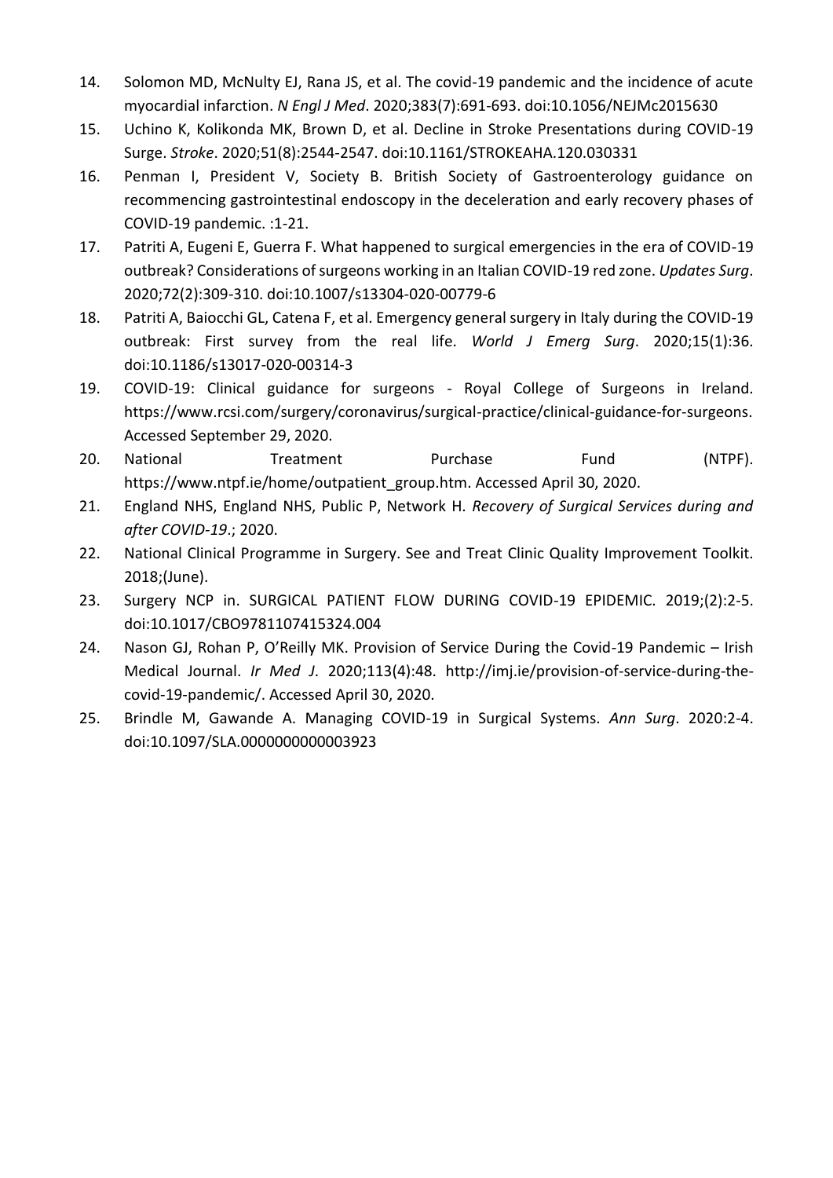14. Solomon MD, McNulty EJ, Rana JS, et al. The covid-19 pandemic and the incidence of acute myocardial infarction. *N Engl J Med*. 2020;383(7):691-693. doi:10.1056/NEJMc2015630
15. Uchino K, Kolikonda MK, Brown D, et al. Decline in Stroke Presentations during COVID-19 Surge. *Stroke*. 2020;51(8):2544-2547. doi:10.1161/STROKEAHA.120.030331
16. Penman I, President V, Society B. British Society of Gastroenterology guidance on recommencing gastrointestinal endoscopy in the deceleration and early recovery phases of COVID-19 pandemic. :1-21.
17. Patriti A, Eugeni E, Guerra F. What happened to surgical emergencies in the era of COVID-19 outbreak? Considerations of surgeons working in an Italian COVID-19 red zone. *Updates Surg*. 2020;72(2):309-310. doi:10.1007/s13304-020-00779-6
18. Patriti A, Baiocchi GL, Catena F, et al. Emergency general surgery in Italy during the COVID-19 outbreak: First survey from the real life. *World J Emerg Surg*. 2020;15(1):36. doi:10.1186/s13017-020-00314-3
19. COVID-19: Clinical guidance for surgeons - Royal College of Surgeons in Ireland. https://www.rcsi.com/surgery/coronavirus/surgical-practice/clinical-guidance-for-surgeons. Accessed September 29, 2020.
20. National Treatment Purchase Fund (NTPF). https://www.ntpf.ie/home/outpatient_group.htm. Accessed April 30, 2020.
21. England NHS, England NHS, Public P, Network H. *Recovery of Surgical Services during and after COVID-19*.; 2020.
22. National Clinical Programme in Surgery. See and Treat Clinic Quality Improvement Toolkit. 2018;(June).
23. Surgery NCP in. SURGICAL PATIENT FLOW DURING COVID-19 EPIDEMIC. 2019;(2):2-5. doi:10.1017/CBO9781107415324.004
24. Nason GJ, Rohan P, O'Reilly MK. Provision of Service During the Covid-19 Pandemic – Irish Medical Journal. *Ir Med J*. 2020;113(4):48. http://imj.ie/provision-of-service-during-the-covid-19-pandemic/. Accessed April 30, 2020.
25. Brindle M, Gawande A. Managing COVID-19 in Surgical Systems. *Ann Surg*. 2020:2-4. doi:10.1097/SLA.0000000000003923